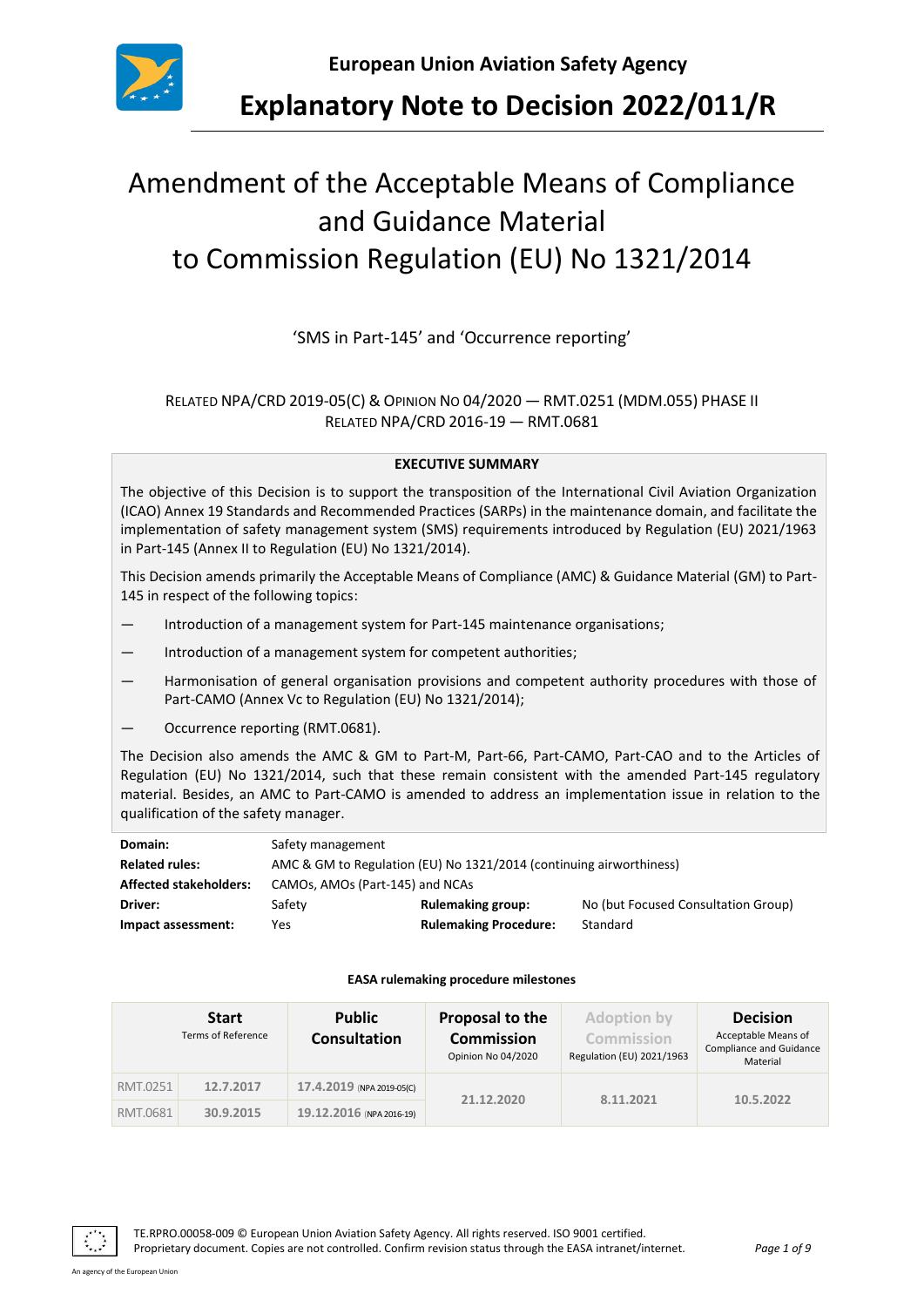**European Union Aviation Safety Agency**

# Explanatory Note to Decision 2022/011/R

## Amendment of the Acceptable Means of Compliance and Guidance Material to Commission Regulation (EU) No 1321/2014

'SMS in Part-145' and 'Occurrence reporting'

RELATED NPA/CRD 2019-05(C) & OPINION NO 04/2020 — RMT.0251 (MDM.055) PHASE II
RELATED NPA/CRD 2016-19 — RMT.0681

**EXECUTIVE SUMMARY**

The objective of this Decision is to support the transposition of the International Civil Aviation Organization (ICAO) Annex 19 Standards and Recommended Practices (SARPs) in the maintenance domain, and facilitate the implementation of safety management system (SMS) requirements introduced by Regulation (EU) 2021/1963 in Part-145 (Annex II to Regulation (EU) No 1321/2014).

This Decision amends primarily the Acceptable Means of Compliance (AMC) & Guidance Material (GM) to Part-145 in respect of the following topics:

— Introduction of a management system for Part-145 maintenance organisations;

— Introduction of a management system for competent authorities;

— Harmonisation of general organisation provisions and competent authority procedures with those of Part-CAMO (Annex Vc to Regulation (EU) No 1321/2014);

— Occurrence reporting (RMT.0681).

The Decision also amends the AMC & GM to Part-M, Part-66, Part-CAMO, Part-CAO and to the Articles of Regulation (EU) No 1321/2014, such that these remain consistent with the amended Part-145 regulatory material. Besides, an AMC to Part-CAMO is amended to address an implementation issue in relation to the qualification of the safety manager.

| | | | |
|---|---|---|---|
| **Domain:** | Safety management | | |
| **Related rules:** | AMC & GM to Regulation (EU) No 1321/2014 (continuing airworthiness) | | |
| **Affected stakeholders:** | CAMOs, AMOs (Part-145) and NCAs | | |
| **Driver:** | Safety | **Rulemaking group:** | No (but Focused Consultation Group) |
| **Impact assessment:** | Yes | **Rulemaking Procedure:** | Standard |

**EASA rulemaking procedure milestones**

| **Start** Terms of Reference | | **Public Consultation** | **Proposal to the Commission** Opinion No 04/2020 | **Adoption by Commission** Regulation (EU) 2021/1963 | **Decision** Acceptable Means of Compliance and Guidance Material |
|---|---|---|---|---|---|
| RMT.0251 | 12.7.2017 | 17.4.2019 (NPA 2019-05(C)) | 21.12.2020 | 8.11.2021 | 10.5.2022 |
| RMT.0681 | 30.9.2015 | 19.12.2016 (NPA 2016-19) | | | |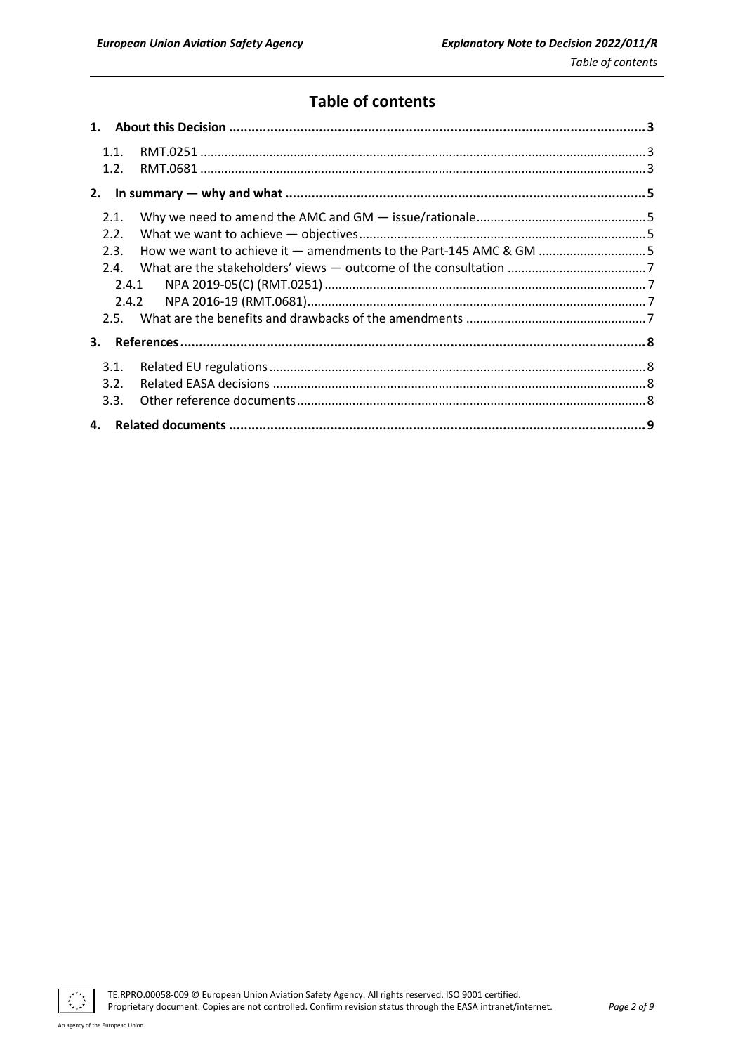# Table of contents

**1. About this Decision** ..... **3**

- 1.1. RMT.0251 ..... 3
- 1.2. RMT.0681 ..... 3

**2. In summary — why and what** ..... **5**

- 2.1. Why we need to amend the AMC and GM — issue/rationale ..... 5
- 2.2. What we want to achieve — objectives ..... 5
- 2.3. How we want to achieve it — amendments to the Part-145 AMC & GM ..... 5
- 2.4. What are the stakeholders' views — outcome of the consultation ..... 7
  - 2.4.1 NPA 2019-05(C) (RMT.0251) ..... 7
  - 2.4.2 NPA 2016-19 (RMT.0681) ..... 7
- 2.5. What are the benefits and drawbacks of the amendments ..... 7

**3. References** ..... **8**

- 3.1. Related EU regulations ..... 8
- 3.2. Related EASA decisions ..... 8
- 3.3. Other reference documents ..... 8

**4. Related documents** ..... **9**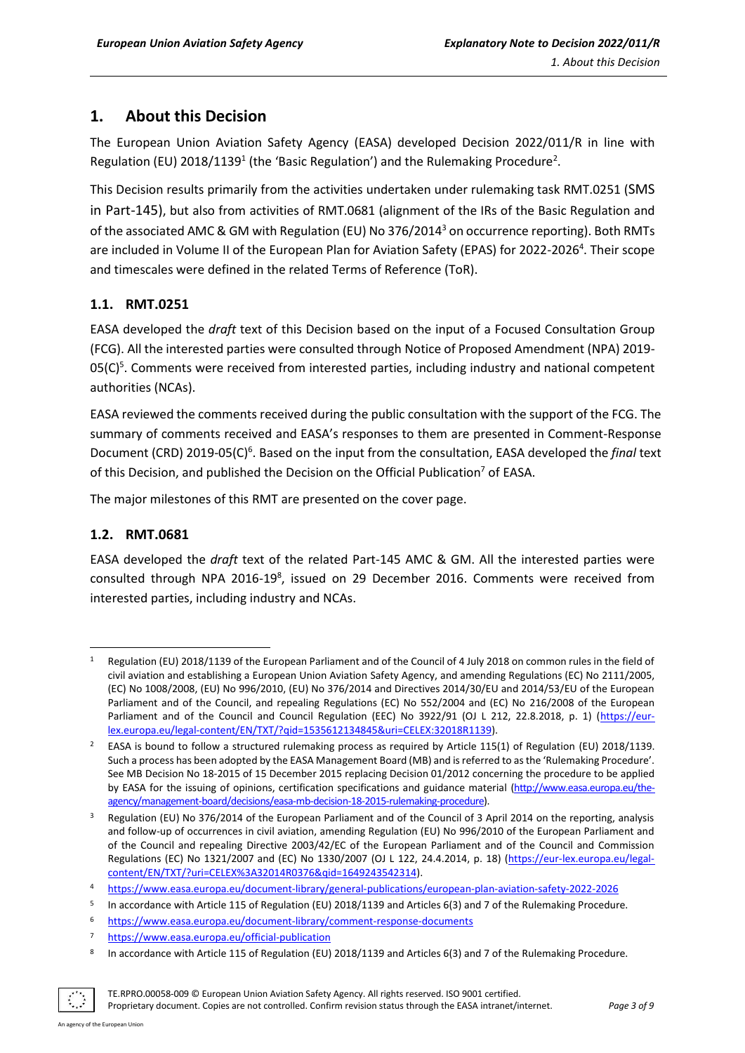# 1. About this Decision

The European Union Aviation Safety Agency (EASA) developed Decision 2022/011/R in line with Regulation (EU) 2018/1139[1] (the 'Basic Regulation') and the Rulemaking Procedure[2].

This Decision results primarily from the activities undertaken under rulemaking task RMT.0251 (SMS in Part-145), but also from activities of RMT.0681 (alignment of the IRs of the Basic Regulation and of the associated AMC & GM with Regulation (EU) No 376/2014[3] on occurrence reporting). Both RMTs are included in Volume II of the European Plan for Aviation Safety (EPAS) for 2022-2026[4]. Their scope and timescales were defined in the related Terms of Reference (ToR).

## 1.1. RMT.0251

EASA developed the *draft* text of this Decision based on the input of a Focused Consultation Group (FCG). All the interested parties were consulted through Notice of Proposed Amendment (NPA) 2019-05(C)[5]. Comments were received from interested parties, including industry and national competent authorities (NCAs).

EASA reviewed the comments received during the public consultation with the support of the FCG. The summary of comments received and EASA's responses to them are presented in Comment-Response Document (CRD) 2019-05(C)[6]. Based on the input from the consultation, EASA developed the *final* text of this Decision, and published the Decision on the Official Publication[7] of EASA.

The major milestones of this RMT are presented on the cover page.

## 1.2. RMT.0681

EASA developed the *draft* text of the related Part-145 AMC & GM. All the interested parties were consulted through NPA 2016-19[8], issued on 29 December 2016. Comments were received from interested parties, including industry and NCAs.

---

[1] Regulation (EU) 2018/1139 of the European Parliament and of the Council of 4 July 2018 on common rules in the field of civil aviation and establishing a European Union Aviation Safety Agency, and amending Regulations (EC) No 2111/2005, (EC) No 1008/2008, (EU) No 996/2010, (EU) No 376/2014 and Directives 2014/30/EU and 2014/53/EU of the European Parliament and of the Council, and repealing Regulations (EC) No 552/2004 and (EC) No 216/2008 of the European Parliament and of the Council and Council Regulation (EEC) No 3922/91 (OJ L 212, 22.8.2018, p. 1) (https://eur-lex.europa.eu/legal-content/EN/TXT/?qid=1535612134845&uri=CELEX:32018R1139).

[2] EASA is bound to follow a structured rulemaking process as required by Article 115(1) of Regulation (EU) 2018/1139. Such a process has been adopted by the EASA Management Board (MB) and is referred to as the 'Rulemaking Procedure'. See MB Decision No 18-2015 of 15 December 2015 replacing Decision 01/2012 concerning the procedure to be applied by EASA for the issuing of opinions, certification specifications and guidance material (http://www.easa.europa.eu/the-agency/management-board/decisions/easa-mb-decision-18-2015-rulemaking-procedure).

[3] Regulation (EU) No 376/2014 of the European Parliament and of the Council of 3 April 2014 on the reporting, analysis and follow-up of occurrences in civil aviation, amending Regulation (EU) No 996/2010 of the European Parliament and of the Council and repealing Directive 2003/42/EC of the European Parliament and of the Council and Commission Regulations (EC) No 1321/2007 and (EC) No 1330/2007 (OJ L 122, 24.4.2014, p. 18) (https://eur-lex.europa.eu/legal-content/EN/TXT/?uri=CELEX%3A32014R0376&qid=1649243542314).

[4] https://www.easa.europa.eu/document-library/general-publications/european-plan-aviation-safety-2022-2026

[5] In accordance with Article 115 of Regulation (EU) 2018/1139 and Articles 6(3) and 7 of the Rulemaking Procedure.

[6] https://www.easa.europa.eu/document-library/comment-response-documents

[7] https://www.easa.europa.eu/official-publication

[8] In accordance with Article 115 of Regulation (EU) 2018/1139 and Articles 6(3) and 7 of the Rulemaking Procedure.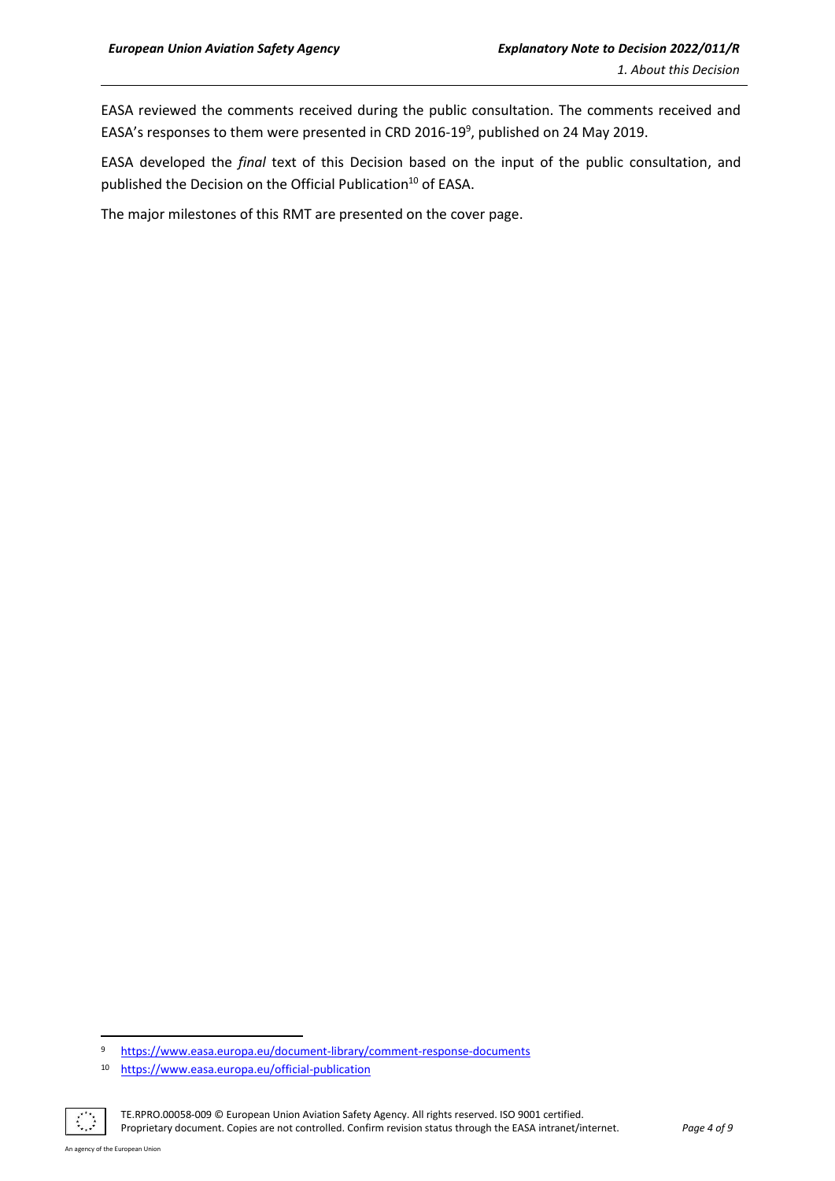EASA reviewed the comments received during the public consultation. The comments received and EASA's responses to them were presented in CRD 2016-19[9], published on 24 May 2019.

EASA developed the *final* text of this Decision based on the input of the public consultation, and published the Decision on the Official Publication[10] of EASA.

The major milestones of this RMT are presented on the cover page.

---

[9] https://www.easa.europa.eu/document-library/comment-response-documents

[10] https://www.easa.europa.eu/official-publication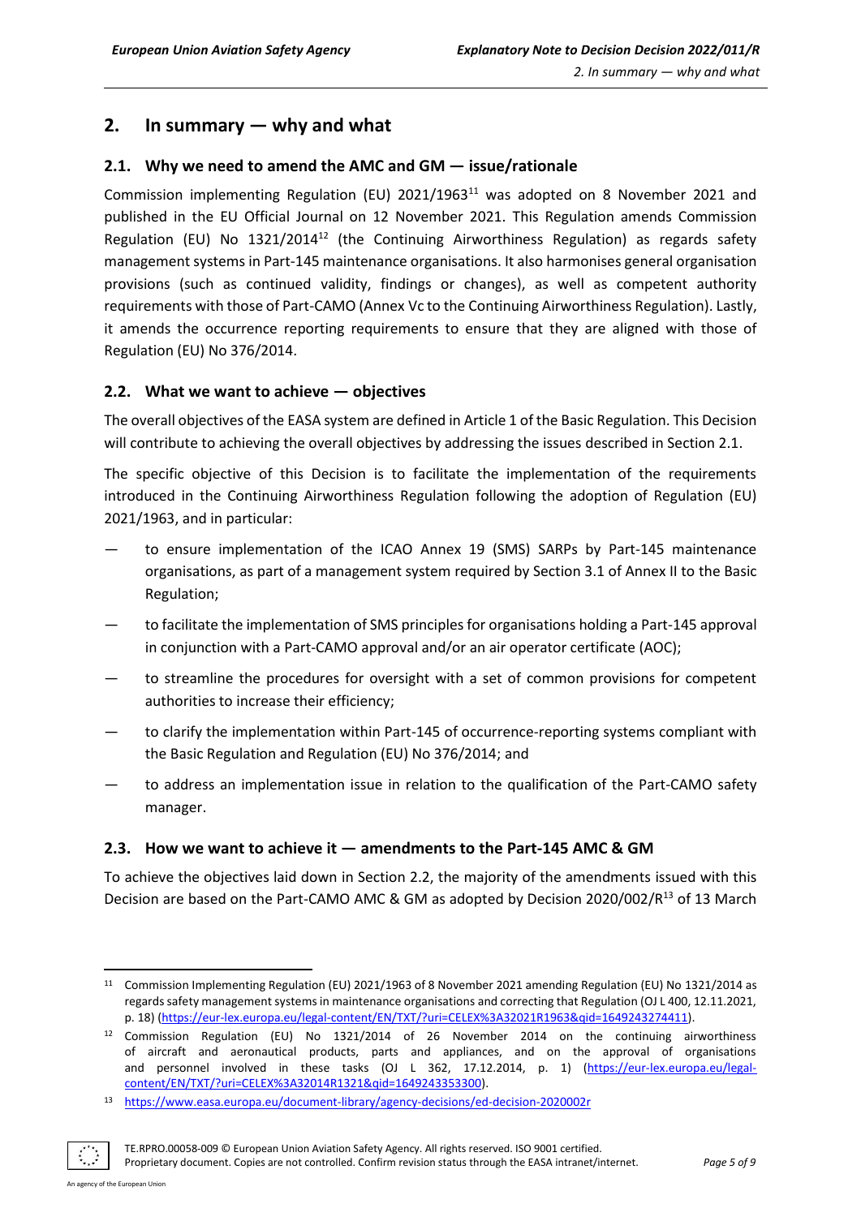## 2. In summary — why and what

### 2.1. Why we need to amend the AMC and GM — issue/rationale

Commission implementing Regulation (EU) 2021/1963[11] was adopted on 8 November 2021 and published in the EU Official Journal on 12 November 2021. This Regulation amends Commission Regulation (EU) No 1321/2014[12] (the Continuing Airworthiness Regulation) as regards safety management systems in Part-145 maintenance organisations. It also harmonises general organisation provisions (such as continued validity, findings or changes), as well as competent authority requirements with those of Part-CAMO (Annex Vc to the Continuing Airworthiness Regulation). Lastly, it amends the occurrence reporting requirements to ensure that they are aligned with those of Regulation (EU) No 376/2014.

### 2.2. What we want to achieve — objectives

The overall objectives of the EASA system are defined in Article 1 of the Basic Regulation. This Decision will contribute to achieving the overall objectives by addressing the issues described in Section 2.1.

The specific objective of this Decision is to facilitate the implementation of the requirements introduced in the Continuing Airworthiness Regulation following the adoption of Regulation (EU) 2021/1963, and in particular:

— to ensure implementation of the ICAO Annex 19 (SMS) SARPs by Part-145 maintenance organisations, as part of a management system required by Section 3.1 of Annex II to the Basic Regulation;

— to facilitate the implementation of SMS principles for organisations holding a Part-145 approval in conjunction with a Part-CAMO approval and/or an air operator certificate (AOC);

— to streamline the procedures for oversight with a set of common provisions for competent authorities to increase their efficiency;

— to clarify the implementation within Part-145 of occurrence-reporting systems compliant with the Basic Regulation and Regulation (EU) No 376/2014; and

— to address an implementation issue in relation to the qualification of the Part-CAMO safety manager.

### 2.3. How we want to achieve it — amendments to the Part-145 AMC & GM

To achieve the objectives laid down in Section 2.2, the majority of the amendments issued with this Decision are based on the Part-CAMO AMC & GM as adopted by Decision 2020/002/R[13] of 13 March

---

[11] Commission Implementing Regulation (EU) 2021/1963 of 8 November 2021 amending Regulation (EU) No 1321/2014 as regards safety management systems in maintenance organisations and correcting that Regulation (OJ L 400, 12.11.2021, p. 18) (https://eur-lex.europa.eu/legal-content/EN/TXT/?uri=CELEX%3A32021R1963&qid=1649243274411).

[12] Commission Regulation (EU) No 1321/2014 of 26 November 2014 on the continuing airworthiness of aircraft and aeronautical products, parts and appliances, and on the approval of organisations and personnel involved in these tasks (OJ L 362, 17.12.2014, p. 1) (https://eur-lex.europa.eu/legal-content/EN/TXT/?uri=CELEX%3A32014R1321&qid=1649243353300).

[13] https://www.easa.europa.eu/document-library/agency-decisions/ed-decision-2020002r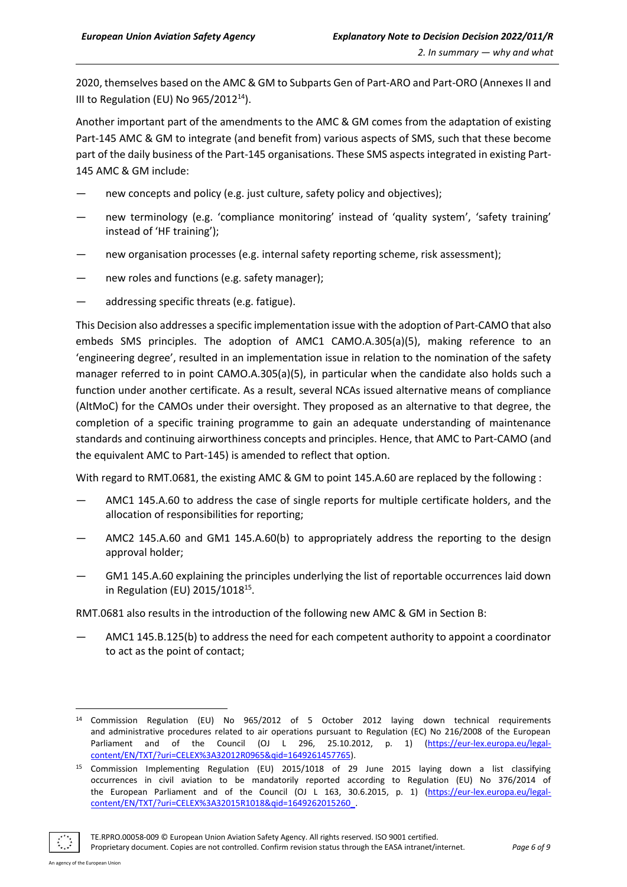2020, themselves based on the AMC & GM to Subparts Gen of Part-ARO and Part-ORO (Annexes II and III to Regulation (EU) No 965/2012[14]).

Another important part of the amendments to the AMC & GM comes from the adaptation of existing Part-145 AMC & GM to integrate (and benefit from) various aspects of SMS, such that these become part of the daily business of the Part-145 organisations. These SMS aspects integrated in existing Part-145 AMC & GM include:

— new concepts and policy (e.g. just culture, safety policy and objectives);

— new terminology (e.g. 'compliance monitoring' instead of 'quality system', 'safety training' instead of 'HF training');

— new organisation processes (e.g. internal safety reporting scheme, risk assessment);

— new roles and functions (e.g. safety manager);

— addressing specific threats (e.g. fatigue).

This Decision also addresses a specific implementation issue with the adoption of Part-CAMO that also embeds SMS principles. The adoption of AMC1 CAMO.A.305(a)(5), making reference to an 'engineering degree', resulted in an implementation issue in relation to the nomination of the safety manager referred to in point CAMO.A.305(a)(5), in particular when the candidate also holds such a function under another certificate. As a result, several NCAs issued alternative means of compliance (AltMoC) for the CAMOs under their oversight. They proposed as an alternative to that degree, the completion of a specific training programme to gain an adequate understanding of maintenance standards and continuing airworthiness concepts and principles. Hence, that AMC to Part-CAMO (and the equivalent AMC to Part-145) is amended to reflect that option.

With regard to RMT.0681, the existing AMC & GM to point 145.A.60 are replaced by the following :

— AMC1 145.A.60 to address the case of single reports for multiple certificate holders, and the allocation of responsibilities for reporting;

— AMC2 145.A.60 and GM1 145.A.60(b) to appropriately address the reporting to the design approval holder;

— GM1 145.A.60 explaining the principles underlying the list of reportable occurrences laid down in Regulation (EU) 2015/1018[15].

RMT.0681 also results in the introduction of the following new AMC & GM in Section B:

— AMC1 145.B.125(b) to address the need for each competent authority to appoint a coordinator to act as the point of contact;

---

[14] Commission Regulation (EU) No 965/2012 of 5 October 2012 laying down technical requirements and administrative procedures related to air operations pursuant to Regulation (EC) No 216/2008 of the European Parliament and of the Council (OJ L 296, 25.10.2012, p. 1) (https://eur-lex.europa.eu/legal-content/EN/TXT/?uri=CELEX%3A32012R0965&qid=1649261457765).

[15] Commission Implementing Regulation (EU) 2015/1018 of 29 June 2015 laying down a list classifying occurrences in civil aviation to be mandatorily reported according to Regulation (EU) No 376/2014 of the European Parliament and of the Council (OJ L 163, 30.6.2015, p. 1) (https://eur-lex.europa.eu/legal-content/EN/TXT/?uri=CELEX%3A32015R1018&qid=1649262015260_.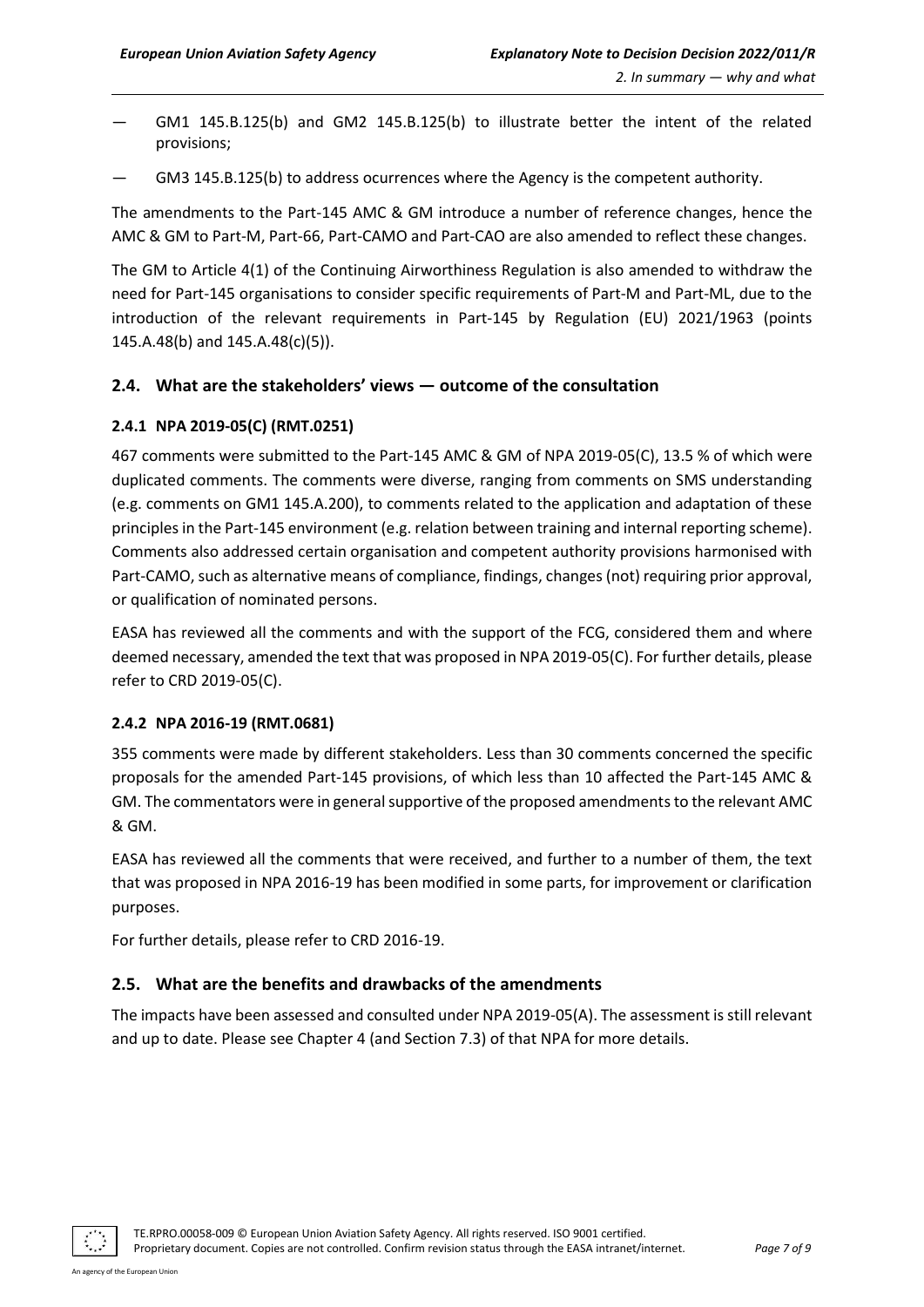— GM1 145.B.125(b) and GM2 145.B.125(b) to illustrate better the intent of the related provisions;

— GM3 145.B.125(b) to address ocurrences where the Agency is the competent authority.

The amendments to the Part-145 AMC & GM introduce a number of reference changes, hence the AMC & GM to Part-M, Part-66, Part-CAMO and Part-CAO are also amended to reflect these changes.

The GM to Article 4(1) of the Continuing Airworthiness Regulation is also amended to withdraw the need for Part-145 organisations to consider specific requirements of Part-M and Part-ML, due to the introduction of the relevant requirements in Part-145 by Regulation (EU) 2021/1963 (points 145.A.48(b) and 145.A.48(c)(5)).

## 2.4. What are the stakeholders' views — outcome of the consultation

### 2.4.1 NPA 2019-05(C) (RMT.0251)

467 comments were submitted to the Part-145 AMC & GM of NPA 2019-05(C), 13.5 % of which were duplicated comments. The comments were diverse, ranging from comments on SMS understanding (e.g. comments on GM1 145.A.200), to comments related to the application and adaptation of these principles in the Part-145 environment (e.g. relation between training and internal reporting scheme). Comments also addressed certain organisation and competent authority provisions harmonised with Part-CAMO, such as alternative means of compliance, findings, changes (not) requiring prior approval, or qualification of nominated persons.

EASA has reviewed all the comments and with the support of the FCG, considered them and where deemed necessary, amended the text that was proposed in NPA 2019-05(C). For further details, please refer to CRD 2019-05(C).

### 2.4.2 NPA 2016-19 (RMT.0681)

355 comments were made by different stakeholders. Less than 30 comments concerned the specific proposals for the amended Part-145 provisions, of which less than 10 affected the Part-145 AMC & GM. The commentators were in general supportive of the proposed amendments to the relevant AMC & GM.

EASA has reviewed all the comments that were received, and further to a number of them, the text that was proposed in NPA 2016-19 has been modified in some parts, for improvement or clarification purposes.

For further details, please refer to CRD 2016-19.

## 2.5. What are the benefits and drawbacks of the amendments

The impacts have been assessed and consulted under NPA 2019-05(A). The assessment is still relevant and up to date. Please see Chapter 4 (and Section 7.3) of that NPA for more details.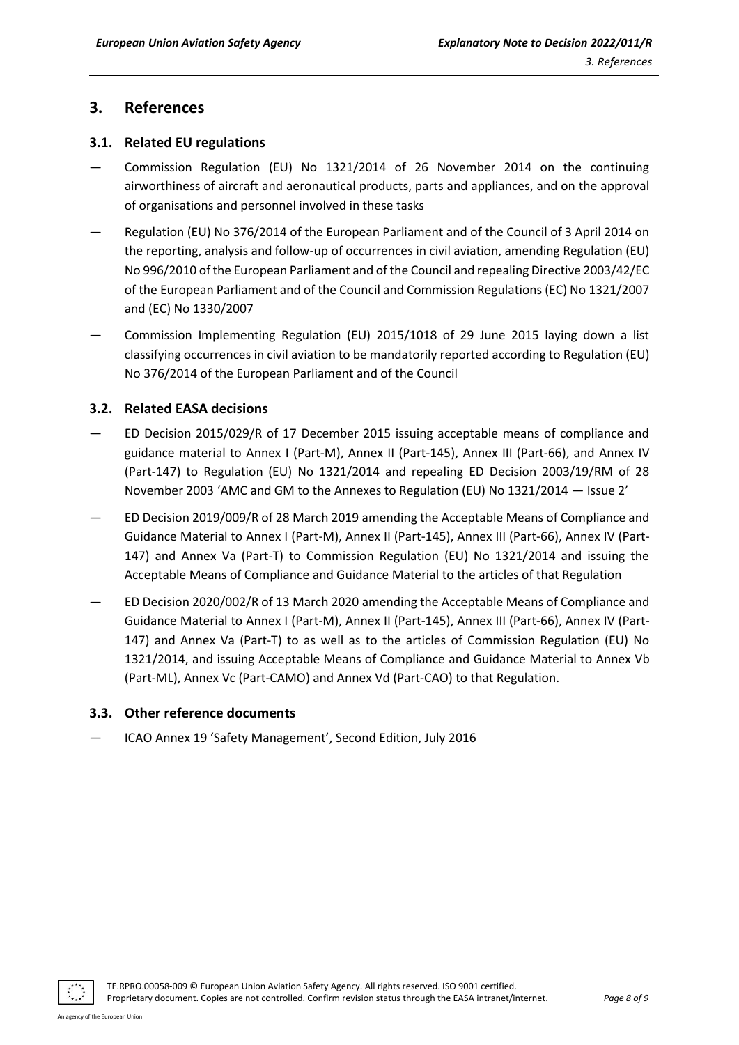## 3. References

### 3.1. Related EU regulations

— Commission Regulation (EU) No 1321/2014 of 26 November 2014 on the continuing airworthiness of aircraft and aeronautical products, parts and appliances, and on the approval of organisations and personnel involved in these tasks

— Regulation (EU) No 376/2014 of the European Parliament and of the Council of 3 April 2014 on the reporting, analysis and follow-up of occurrences in civil aviation, amending Regulation (EU) No 996/2010 of the European Parliament and of the Council and repealing Directive 2003/42/EC of the European Parliament and of the Council and Commission Regulations (EC) No 1321/2007 and (EC) No 1330/2007

— Commission Implementing Regulation (EU) 2015/1018 of 29 June 2015 laying down a list classifying occurrences in civil aviation to be mandatorily reported according to Regulation (EU) No 376/2014 of the European Parliament and of the Council

### 3.2. Related EASA decisions

— ED Decision 2015/029/R of 17 December 2015 issuing acceptable means of compliance and guidance material to Annex I (Part-M), Annex II (Part-145), Annex III (Part-66), and Annex IV (Part-147) to Regulation (EU) No 1321/2014 and repealing ED Decision 2003/19/RM of 28 November 2003 'AMC and GM to the Annexes to Regulation (EU) No 1321/2014 — Issue 2'

— ED Decision 2019/009/R of 28 March 2019 amending the Acceptable Means of Compliance and Guidance Material to Annex I (Part-M), Annex II (Part-145), Annex III (Part-66), Annex IV (Part-147) and Annex Va (Part-T) to Commission Regulation (EU) No 1321/2014 and issuing the Acceptable Means of Compliance and Guidance Material to the articles of that Regulation

— ED Decision 2020/002/R of 13 March 2020 amending the Acceptable Means of Compliance and Guidance Material to Annex I (Part-M), Annex II (Part-145), Annex III (Part-66), Annex IV (Part-147) and Annex Va (Part-T) to as well as to the articles of Commission Regulation (EU) No 1321/2014, and issuing Acceptable Means of Compliance and Guidance Material to Annex Vb (Part-ML), Annex Vc (Part-CAMO) and Annex Vd (Part-CAO) to that Regulation.

### 3.3. Other reference documents

— ICAO Annex 19 'Safety Management', Second Edition, July 2016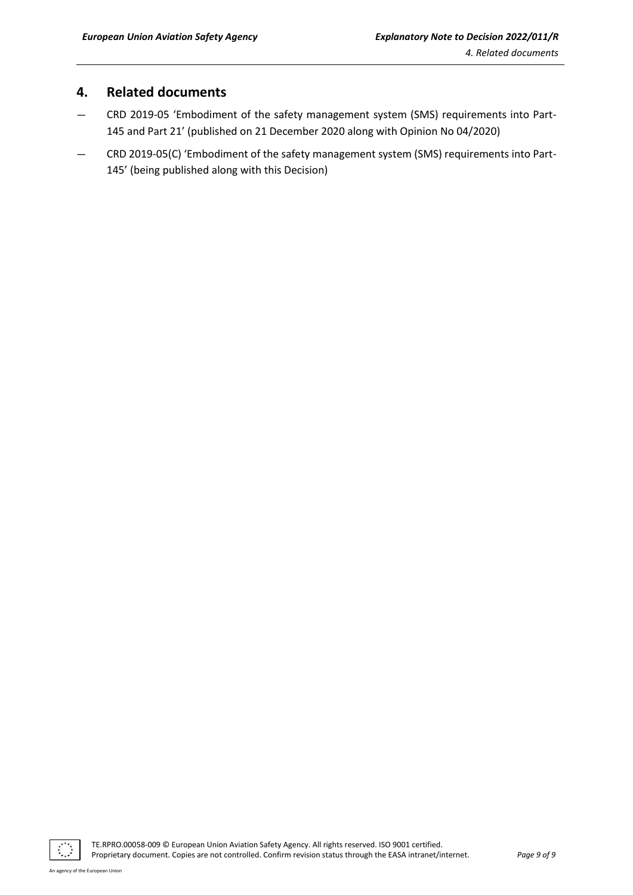## 4. Related documents

— CRD 2019-05 'Embodiment of the safety management system (SMS) requirements into Part-145 and Part 21' (published on 21 December 2020 along with Opinion No 04/2020)

— CRD 2019-05(C) 'Embodiment of the safety management system (SMS) requirements into Part-145' (being published along with this Decision)